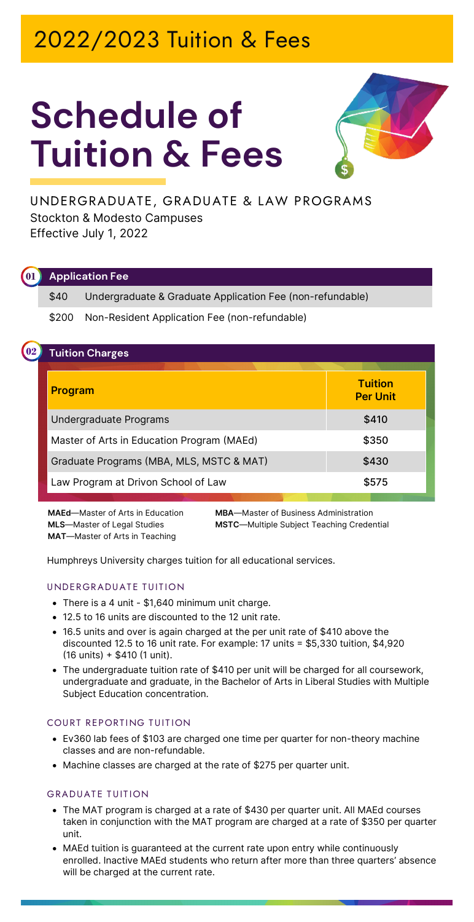2022/2023 Tuition & Fees

# Schedule of Tuition & Fees

UNDERGRADUATE, GRADUATE & LAW PROGRAMS

Stockton & Modesto Campuses

Effective July 1, 2022

## 01 Application Fee

| | |
|---|---|
| $40 | Undergraduate & Graduate Application Fee (non-refundable) |
| $200 | Non-Resident Application Fee (non-refundable) |

## 02 Tuition Charges

| Program | Tuition Per Unit |
|---|---|
| Undergraduate Programs | $410 |
| Master of Arts in Education Program (MAEd) | $350 |
| Graduate Programs (MBA, MLS, MSTC & MAT) | $430 |
| Law Program at Drivon School of Law | $575 |

**MAEd**—Master of Arts in Education
**MBA**—Master of Business Administration
**MLS**—Master of Legal Studies
**MSTC**—Multiple Subject Teaching Credential
**MAT**—Master of Arts in Teaching

Humphreys University charges tuition for all educational services.

### UNDERGRADUATE TUITION

- There is a 4 unit - $1,640 minimum unit charge.
- 12.5 to 16 units are discounted to the 12 unit rate.
- 16.5 units and over is again charged at the per unit rate of $410 above the discounted 12.5 to 16 unit rate. For example: 17 units = $5,330 tuition, $4,920 (16 units) + $410 (1 unit).
- The undergraduate tuition rate of $410 per unit will be charged for all coursework, undergraduate and graduate, in the Bachelor of Arts in Liberal Studies with Multiple Subject Education concentration.

### COURT REPORTING TUITION

- Ev360 lab fees of $103 are charged one time per quarter for non-theory machine classes and are non-refundable.
- Machine classes are charged at the rate of $275 per quarter unit.

### GRADUATE TUITION

- The MAT program is charged at a rate of $430 per quarter unit. All MAEd courses taken in conjunction with the MAT program are charged at a rate of $350 per quarter unit.
- MAEd tuition is guaranteed at the current rate upon entry while continuously enrolled. Inactive MAEd students who return after more than three quarters' absence will be charged at the current rate.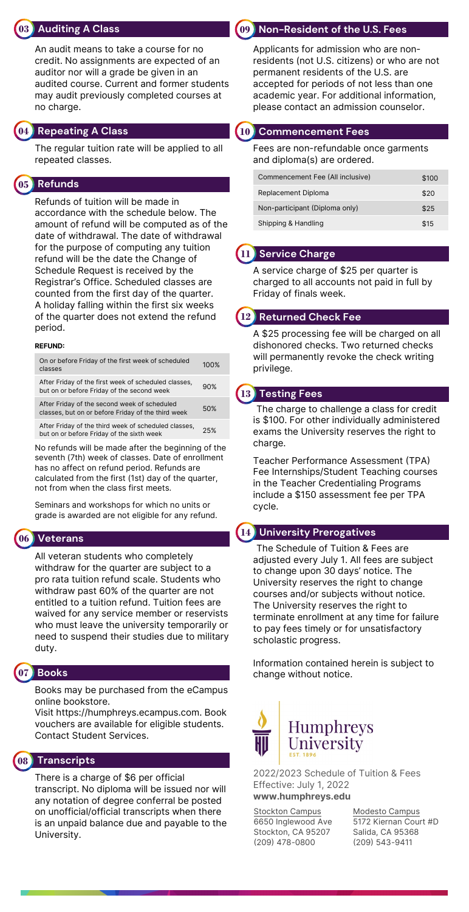## 03 Auditing A Class

An audit means to take a course for no credit. No assignments are expected of an auditor nor will a grade be given in an audited course. Current and former students may audit previously completed courses at no charge.

## 04 Repeating A Class

The regular tuition rate will be applied to all repeated classes.

## 05 Refunds

Refunds of tuition will be made in accordance with the schedule below. The amount of refund will be computed as of the date of withdrawal. The date of withdrawal for the purpose of computing any tuition refund will be the date the Change of Schedule Request is received by the Registrar's Office. Scheduled classes are counted from the first day of the quarter. A holiday falling within the first six weeks of the quarter does not extend the refund period.

**REFUND:**

| | |
|---|---|
| On or before Friday of the first week of scheduled classes | 100% |
| After Friday of the first week of scheduled classes, but on or before Friday of the second week | 90% |
| After Friday of the second week of scheduled classes, but on or before Friday of the third week | 50% |
| After Friday of the third week of scheduled classes, but on or before Friday of the sixth week | 25% |

No refunds will be made after the beginning of the seventh (7th) week of classes. Date of enrollment has no affect on refund period. Refunds are calculated from the first (1st) day of the quarter, not from when the class first meets.

Seminars and workshops for which no units or grade is awarded are not eligible for any refund.

## 06 Veterans

All veteran students who completely withdraw for the quarter are subject to a pro rata tuition refund scale. Students who withdraw past 60% of the quarter are not entitled to a tuition refund. Tuition fees are waived for any service member or reservists who must leave the university temporarily or need to suspend their studies due to military duty.

## 07 Books

Books may be purchased from the eCampus online bookstore.
Visit https://humphreys.ecampus.com. Book vouchers are available for eligible students. Contact Student Services.

## 08 Transcripts

There is a charge of $6 per official transcript. No diploma will be issued nor will any notation of degree conferral be posted on unofficial/official transcripts when there is an unpaid balance due and payable to the University.

## 09 Non-Resident of the U.S. Fees

Applicants for admission who are non-residents (not U.S. citizens) or who are not permanent residents of the U.S. are accepted for periods of not less than one academic year. For additional information, please contact an admission counselor.

## 10 Commencement Fees

Fees are non-refundable once garments and diploma(s) are ordered.

| | |
|---|---|
| Commencement Fee (All inclusive) | $100 |
| Replacement Diploma | $20 |
| Non-participant (Diploma only) | $25 |
| Shipping & Handling | $15 |

## 11 Service Charge

A service charge of $25 per quarter is charged to all accounts not paid in full by Friday of finals week.

## 12 Returned Check Fee

A $25 processing fee will be charged on all dishonored checks. Two returned checks will permanently revoke the check writing privilege.

## 13 Testing Fees

The charge to challenge a class for credit is $100. For other individually administered exams the University reserves the right to charge.

Teacher Performance Assessment (TPA) Fee Internships/Student Teaching courses in the Teacher Credentialing Programs include a $150 assessment fee per TPA cycle.

## 14 University Prerogatives

The Schedule of Tuition & Fees are adjusted every July 1. All fees are subject to change upon 30 days' notice. The University reserves the right to change courses and/or subjects without notice. The University reserves the right to terminate enrollment at any time for failure to pay fees timely or for unsatisfactory scholastic progress.

Information contained herein is subject to change without notice.

Humphreys University
EST. 1896

2022/2023 Schedule of Tuition & Fees
Effective: July 1, 2022
**www.humphreys.edu**

Stockton Campus
6650 Inglewood Ave
Stockton, CA 95207
(209) 478-0800

Modesto Campus
5172 Kiernan Court #D
Salida, CA 95368
(209) 543-9411